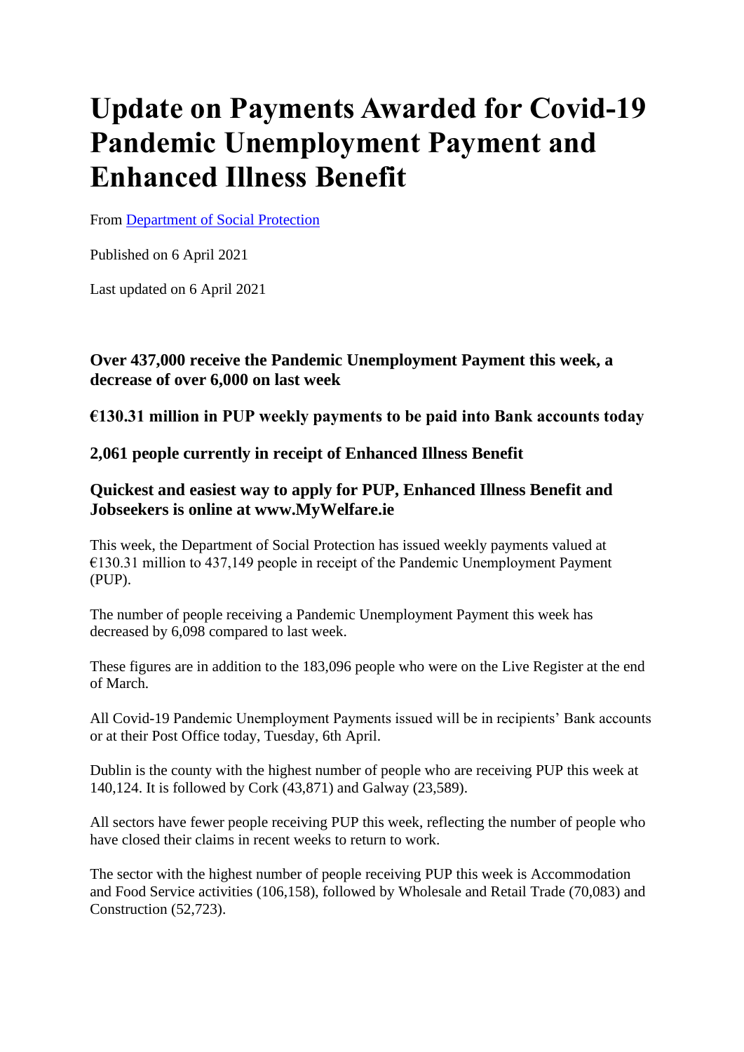# Update on Payments Awarded for Covid-19 Pandemic Unemployment Payment and Enhanced Illness Benefit

From [Department of Social Protection]

Published on 6 April 2021

Last updated on 6 April 2021

### Over 437,000 receive the Pandemic Unemployment Payment this week, a decrease of over 6,000 on last week

### €130.31 million in PUP weekly payments to be paid into Bank accounts today

### 2,061 people currently in receipt of Enhanced Illness Benefit

### Quickest and easiest way to apply for PUP, Enhanced Illness Benefit and Jobseekers is online at www.MyWelfare.ie

This week, the Department of Social Protection has issued weekly payments valued at €130.31 million to 437,149 people in receipt of the Pandemic Unemployment Payment (PUP).

The number of people receiving a Pandemic Unemployment Payment this week has decreased by 6,098 compared to last week.

These figures are in addition to the 183,096 people who were on the Live Register at the end of March.

All Covid-19 Pandemic Unemployment Payments issued will be in recipients' Bank accounts or at their Post Office today, Tuesday, 6th April.

Dublin is the county with the highest number of people who are receiving PUP this week at 140,124. It is followed by Cork (43,871) and Galway (23,589).

All sectors have fewer people receiving PUP this week, reflecting the number of people who have closed their claims in recent weeks to return to work.

The sector with the highest number of people receiving PUP this week is Accommodation and Food Service activities (106,158), followed by Wholesale and Retail Trade (70,083) and Construction (52,723).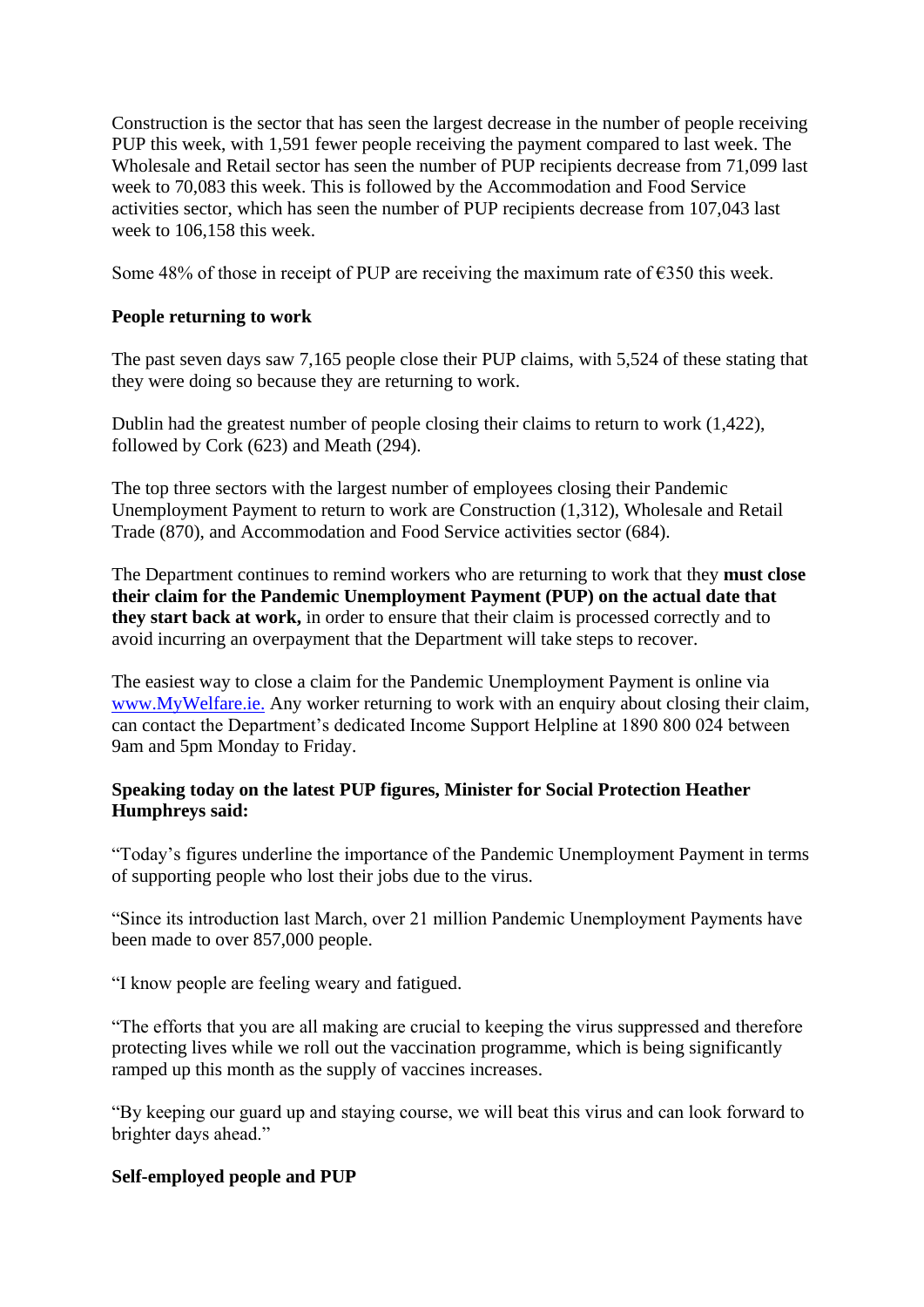Construction is the sector that has seen the largest decrease in the number of people receiving PUP this week, with 1,591 fewer people receiving the payment compared to last week. The Wholesale and Retail sector has seen the number of PUP recipients decrease from 71,099 last week to 70,083 this week. This is followed by the Accommodation and Food Service activities sector, which has seen the number of PUP recipients decrease from 107,043 last week to 106,158 this week.

Some 48% of those in receipt of PUP are receiving the maximum rate of €350 this week.

**People returning to work**

The past seven days saw 7,165 people close their PUP claims, with 5,524 of these stating that they were doing so because they are returning to work.

Dublin had the greatest number of people closing their claims to return to work (1,422), followed by Cork (623) and Meath (294).

The top three sectors with the largest number of employees closing their Pandemic Unemployment Payment to return to work are Construction (1,312), Wholesale and Retail Trade (870), and Accommodation and Food Service activities sector (684).

The Department continues to remind workers who are returning to work that they **must close their claim for the Pandemic Unemployment Payment (PUP) on the actual date that they start back at work,** in order to ensure that their claim is processed correctly and to avoid incurring an overpayment that the Department will take steps to recover.

The easiest way to close a claim for the Pandemic Unemployment Payment is online via [www.MyWelfare.ie.](www.MyWelfare.ie) Any worker returning to work with an enquiry about closing their claim, can contact the Department's dedicated Income Support Helpline at 1890 800 024 between 9am and 5pm Monday to Friday.

**Speaking today on the latest PUP figures, Minister for Social Protection Heather Humphreys said:**

"Today's figures underline the importance of the Pandemic Unemployment Payment in terms of supporting people who lost their jobs due to the virus.

"Since its introduction last March, over 21 million Pandemic Unemployment Payments have been made to over 857,000 people.

"I know people are feeling weary and fatigued.

"The efforts that you are all making are crucial to keeping the virus suppressed and therefore protecting lives while we roll out the vaccination programme, which is being significantly ramped up this month as the supply of vaccines increases.

"By keeping our guard up and staying course, we will beat this virus and can look forward to brighter days ahead."

**Self-employed people and PUP**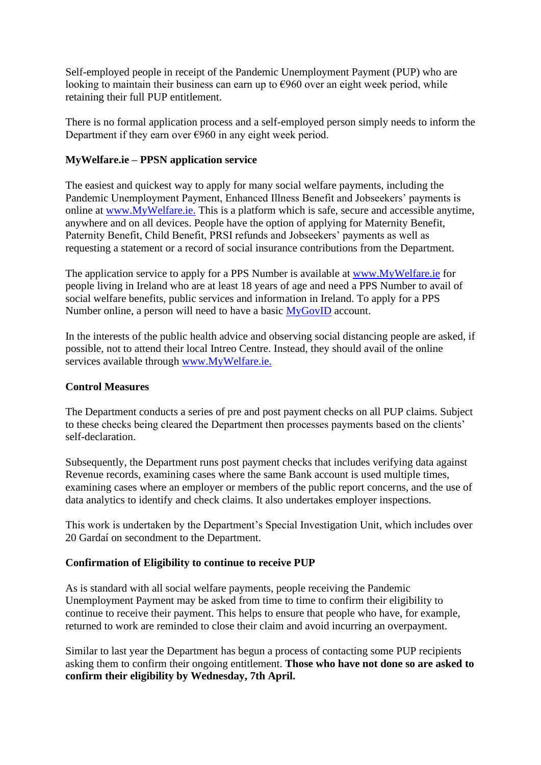Self-employed people in receipt of the Pandemic Unemployment Payment (PUP) who are looking to maintain their business can earn up to €960 over an eight week period, while retaining their full PUP entitlement.

There is no formal application process and a self-employed person simply needs to inform the Department if they earn over €960 in any eight week period.

**MyWelfare.ie – PPSN application service**

The easiest and quickest way to apply for many social welfare payments, including the Pandemic Unemployment Payment, Enhanced Illness Benefit and Jobseekers' payments is online at [www.MyWelfare.ie.](www.MyWelfare.ie) This is a platform which is safe, secure and accessible anytime, anywhere and on all devices. People have the option of applying for Maternity Benefit, Paternity Benefit, Child Benefit, PRSI refunds and Jobseekers' payments as well as requesting a statement or a record of social insurance contributions from the Department.

The application service to apply for a PPS Number is available at [www.MyWelfare.ie](www.MyWelfare.ie) for people living in Ireland who are at least 18 years of age and need a PPS Number to avail of social welfare benefits, public services and information in Ireland. To apply for a PPS Number online, a person will need to have a basic [MyGovID](MyGovID) account.

In the interests of the public health advice and observing social distancing people are asked, if possible, not to attend their local Intreo Centre. Instead, they should avail of the online services available through [www.MyWelfare.ie.](www.MyWelfare.ie)

**Control Measures**

The Department conducts a series of pre and post payment checks on all PUP claims. Subject to these checks being cleared the Department then processes payments based on the clients' self-declaration.

Subsequently, the Department runs post payment checks that includes verifying data against Revenue records, examining cases where the same Bank account is used multiple times, examining cases where an employer or members of the public report concerns, and the use of data analytics to identify and check claims. It also undertakes employer inspections.

This work is undertaken by the Department's Special Investigation Unit, which includes over 20 Gardaí on secondment to the Department.

**Confirmation of Eligibility to continue to receive PUP**

As is standard with all social welfare payments, people receiving the Pandemic Unemployment Payment may be asked from time to time to confirm their eligibility to continue to receive their payment. This helps to ensure that people who have, for example, returned to work are reminded to close their claim and avoid incurring an overpayment.

Similar to last year the Department has begun a process of contacting some PUP recipients asking them to confirm their ongoing entitlement. **Those who have not done so are asked to confirm their eligibility by Wednesday, 7th April.**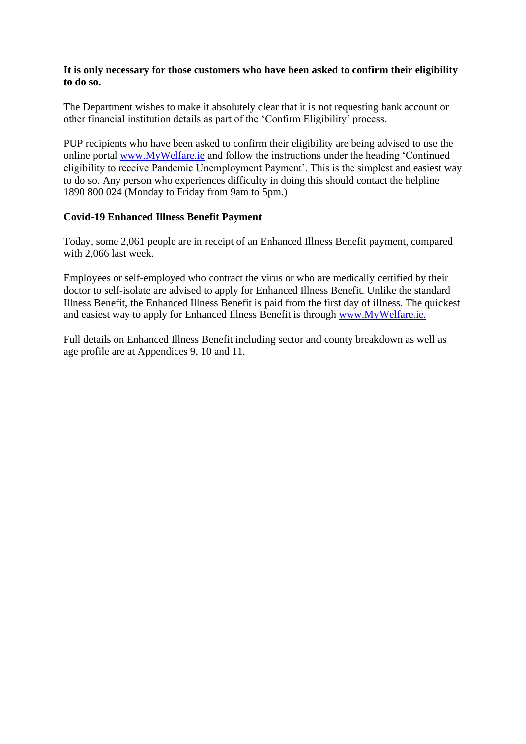**It is only necessary for those customers who have been asked to confirm their eligibility to do so.**

The Department wishes to make it absolutely clear that it is not requesting bank account or other financial institution details as part of the 'Confirm Eligibility' process.

PUP recipients who have been asked to confirm their eligibility are being advised to use the online portal www.MyWelfare.ie and follow the instructions under the heading 'Continued eligibility to receive Pandemic Unemployment Payment'. This is the simplest and easiest way to do so. Any person who experiences difficulty in doing this should contact the helpline 1890 800 024 (Monday to Friday from 9am to 5pm.)

**Covid-19 Enhanced Illness Benefit Payment**

Today, some 2,061 people are in receipt of an Enhanced Illness Benefit payment, compared with 2,066 last week.

Employees or self-employed who contract the virus or who are medically certified by their doctor to self-isolate are advised to apply for Enhanced Illness Benefit. Unlike the standard Illness Benefit, the Enhanced Illness Benefit is paid from the first day of illness. The quickest and easiest way to apply for Enhanced Illness Benefit is through www.MyWelfare.ie.

Full details on Enhanced Illness Benefit including sector and county breakdown as well as age profile are at Appendices 9, 10 and 11.